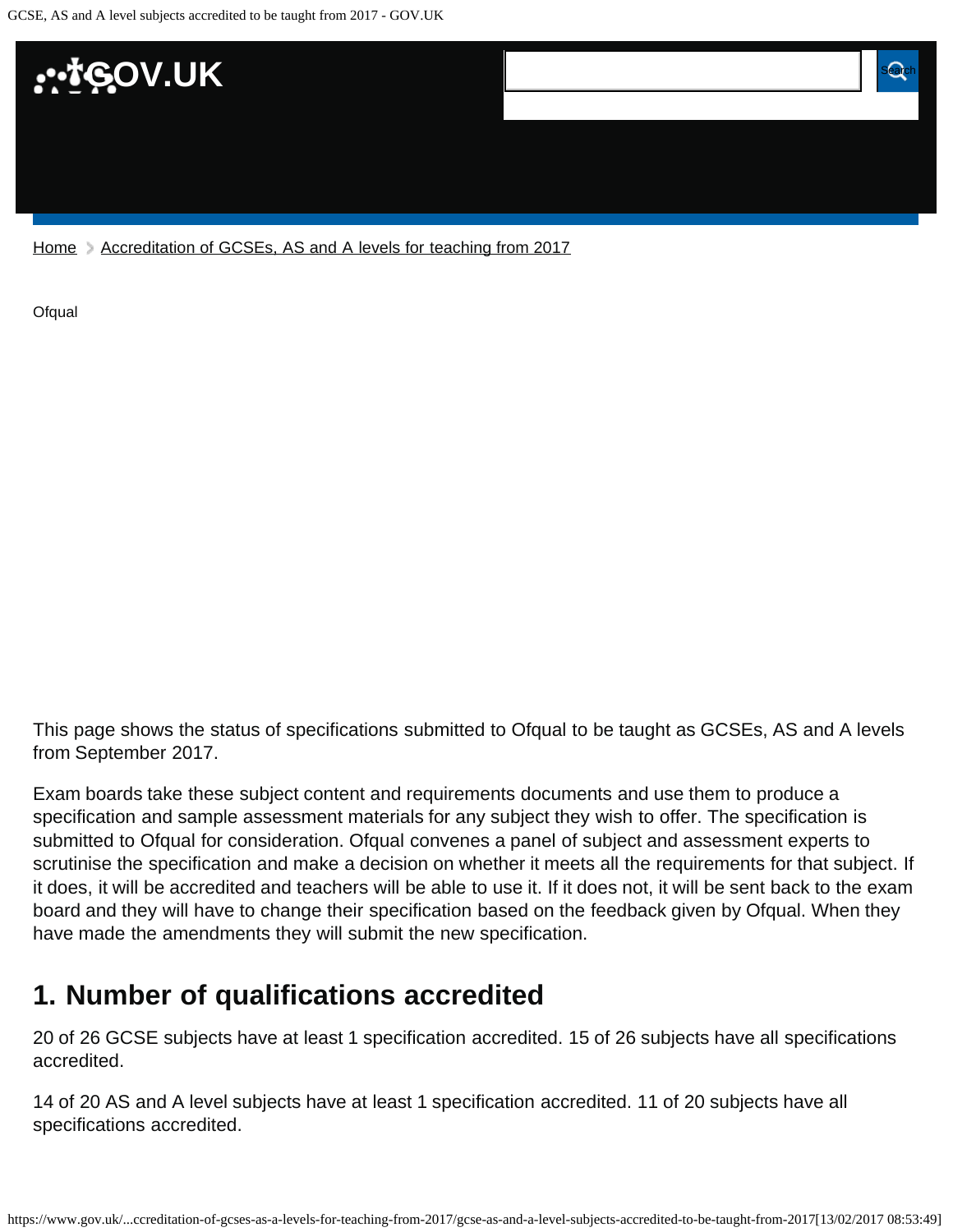Home > Accreditation of GCSEs, AS and A levels for teaching from 2017

Ofqual

This page shows the status of specifications submitted to Ofqual to be taught as GCSEs, AS and A levels from September 2017.

Exam boards take these subject content and requirements documents and use them to produce a specification and sample assessment materials for any subject they wish to offer. The specification is submitted to Ofqual for consideration. Ofqual convenes a panel of subject and assessment experts to scrutinise the specification and make a decision on whether it meets all the requirements for that subject. If it does, it will be accredited and teachers will be able to use it. If it does not, it will be sent back to the exam board and they will have to change their specification based on the feedback given by Ofqual. When they have made the amendments they will submit the new specification.

## 1. Number of qualifications accredited

20 of 26 GCSE subjects have at least 1 specification accredited. 15 of 26 subjects have all specifications accredited.

14 of 20 AS and A level subjects have at least 1 specification accredited. 11 of 20 subjects have all specifications accredited.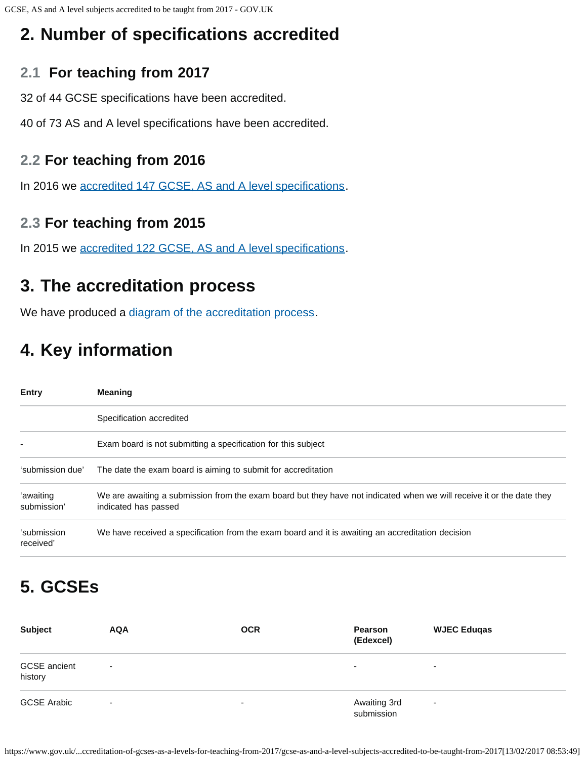## 2. Number of specifications accredited

### 2.1 For teaching from 2017

32 of 44 GCSE specifications have been accredited.

40 of 73 AS and A level specifications have been accredited.

### 2.2 For teaching from 2016

In 2016 we accredited 147 GCSE, AS and A level specifications.

### 2.3 For teaching from 2015

In 2015 we accredited 122 GCSE, AS and A level specifications.

## 3. The accreditation process

We have produced a diagram of the accreditation process.

## 4. Key information

| Entry | Meaning |
|---|---|
| | Specification accredited |
| - | Exam board is not submitting a specification for this subject |
| 'submission due' | The date the exam board is aiming to submit for accreditation |
| 'awaiting submission' | We are awaiting a submission from the exam board but they have not indicated when we will receive it or the date they indicated has passed |
| 'submission received' | We have received a specification from the exam board and it is awaiting an accreditation decision |

## 5. GCSEs

| Subject | AQA | OCR | Pearson (Edexcel) | WJEC Eduqas |
|---|---|---|---|---|
| GCSE ancient history | - | | - | - |
| GCSE Arabic | - | - | Awaiting 3rd submission | - |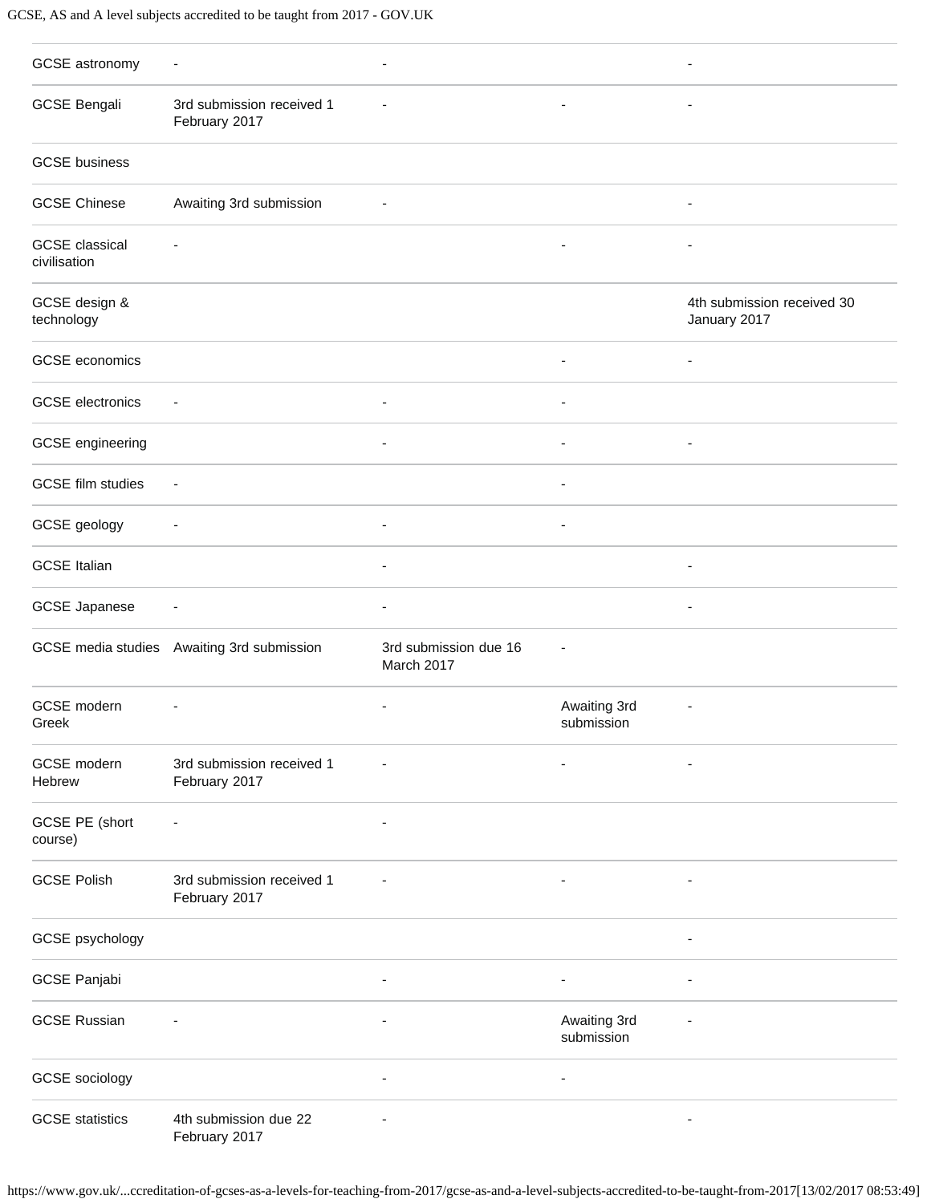| | | | | |
|---|---|---|---|---|
| GCSE astronomy | - | - | | - |
| GCSE Bengali | 3rd submission received 1 February 2017 | - | - | - |
| GCSE business | | | | |
| GCSE Chinese | Awaiting 3rd submission | - | | - |
| GCSE classical civilisation | - | | - | - |
| GCSE design & technology | | | | 4th submission received 30 January 2017 |
| GCSE economics | | | - | - |
| GCSE electronics | - | - | - | |
| GCSE engineering | | - | - | - |
| GCSE film studies | - | | - | |
| GCSE geology | - | - | - | |
| GCSE Italian | | - | | - |
| GCSE Japanese | - | - | | - |
| GCSE media studies | Awaiting 3rd submission | 3rd submission due 16 March 2017 | - | |
| GCSE modern Greek | - | - | Awaiting 3rd submission | - |
| GCSE modern Hebrew | 3rd submission received 1 February 2017 | - | - | - |
| GCSE PE (short course) | - | - | | |
| GCSE Polish | 3rd submission received 1 February 2017 | - | - | - |
| GCSE psychology | | | | - |
| GCSE Panjabi | | - | - | - |
| GCSE Russian | - | - | Awaiting 3rd submission | - |
| GCSE sociology | | - | - | |
| GCSE statistics | 4th submission due 22 February 2017 | - | | - |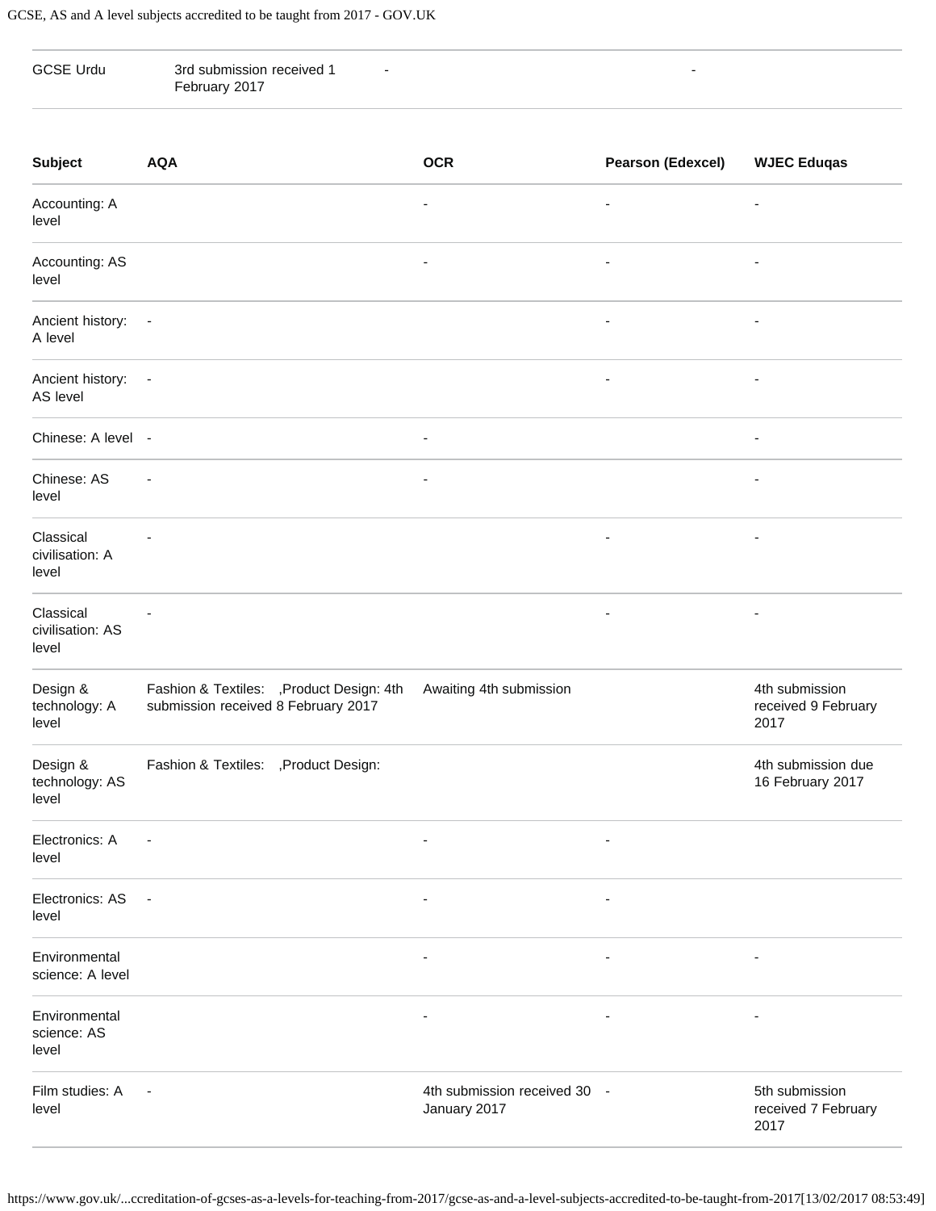| GCSE Urdu | 3rd submission received 1 February 2017 | - | - |
|---|---|---|---|

| Subject | AQA | OCR | Pearson (Edexcel) | WJEC Eduqas |
|---|---|---|---|---|
| Accounting: A level | | - | - | - |
| Accounting: AS level | | - | - | - |
| Ancient history: A level | - | | - | - |
| Ancient history: AS level | - | | - | - |
| Chinese: A level | - | - | | - |
| Chinese: AS level | - | - | | - |
| Classical civilisation: A level | - | | - | - |
| Classical civilisation: AS level | - | | - | - |
| Design & technology: A level | Fashion & Textiles: ,Product Design: 4th submission received 8 February 2017 | Awaiting 4th submission | | 4th submission received 9 February 2017 |
| Design & technology: AS level | Fashion & Textiles: ,Product Design: | | | 4th submission due 16 February 2017 |
| Electronics: A level | - | - | - | |
| Electronics: AS level | - | - | - | |
| Environmental science: A level | | - | - | - |
| Environmental science: AS level | | - | - | - |
| Film studies: A level | - | 4th submission received 30 January 2017 | - | 5th submission received 7 February 2017 |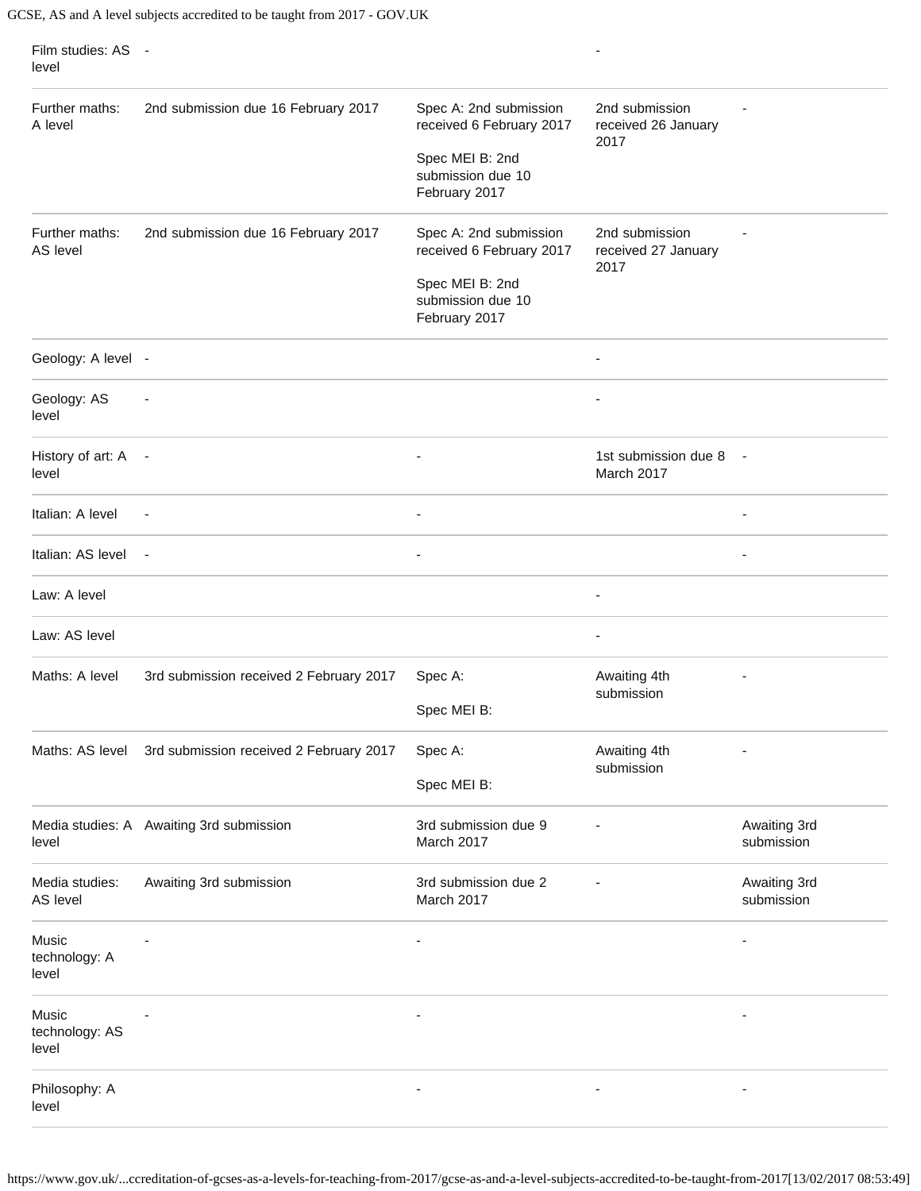| | | | | |
|---|---|---|---|---|
| Film studies: AS level | - | | - | |
| Further maths: A level | 2nd submission due 16 February 2017 | Spec A: 2nd submission received 6 February 2017<br><br>Spec MEI B: 2nd submission due 10 February 2017 | 2nd submission received 26 January 2017 | - |
| Further maths: AS level | 2nd submission due 16 February 2017 | Spec A: 2nd submission received 6 February 2017<br><br>Spec MEI B: 2nd submission due 10 February 2017 | 2nd submission received 27 January 2017 | - |
| Geology: A level | - | | - | |
| Geology: AS level | - | | - | |
| History of art: A level | - | - | 1st submission due 8 March 2017 | - |
| Italian: A level | - | - | | - |
| Italian: AS level | - | - | | - |
| Law: A level | | | - | |
| Law: AS level | | | - | |
| Maths: A level | 3rd submission received 2 February 2017 | Spec A:<br><br>Spec MEI B: | Awaiting 4th submission | - |
| Maths: AS level | 3rd submission received 2 February 2017 | Spec A:<br><br>Spec MEI B: | Awaiting 4th submission | - |
| Media studies: A level | Awaiting 3rd submission | 3rd submission due 9 March 2017 | - | Awaiting 3rd submission |
| Media studies: AS level | Awaiting 3rd submission | 3rd submission due 2 March 2017 | - | Awaiting 3rd submission |
| Music technology: A level | - | - | | - |
| Music technology: AS level | - | - | | - |
| Philosophy: A level | | - | - | - |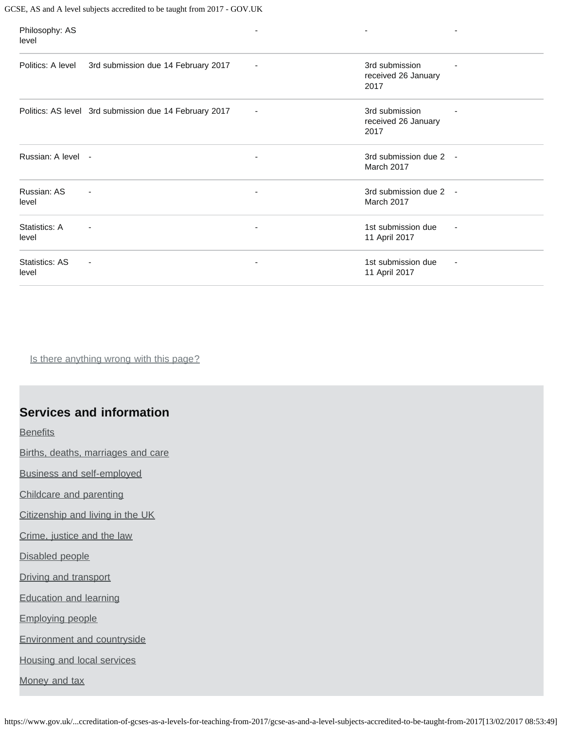| | | | | |
|---|---|---|---|---|
| Philosophy: AS level | | - | - | - |
| Politics: A level | 3rd submission due 14 February 2017 | - | 3rd submission received 26 January 2017 | - |
| Politics: AS level | 3rd submission due 14 February 2017 | - | 3rd submission received 26 January 2017 | - |
| Russian: A level | - | - | 3rd submission due 2 March 2017 | - |
| Russian: AS level | - | - | 3rd submission due 2 March 2017 | - |
| Statistics: A level | - | - | 1st submission due 11 April 2017 | - |
| Statistics: AS level | - | - | 1st submission due 11 April 2017 | - |

Is there anything wrong with this page?

## Services and information

Benefits

Births, deaths, marriages and care

Business and self-employed

Childcare and parenting

Citizenship and living in the UK

Crime, justice and the law

Disabled people

Driving and transport

Education and learning

Employing people

Environment and countryside

Housing and local services

Money and tax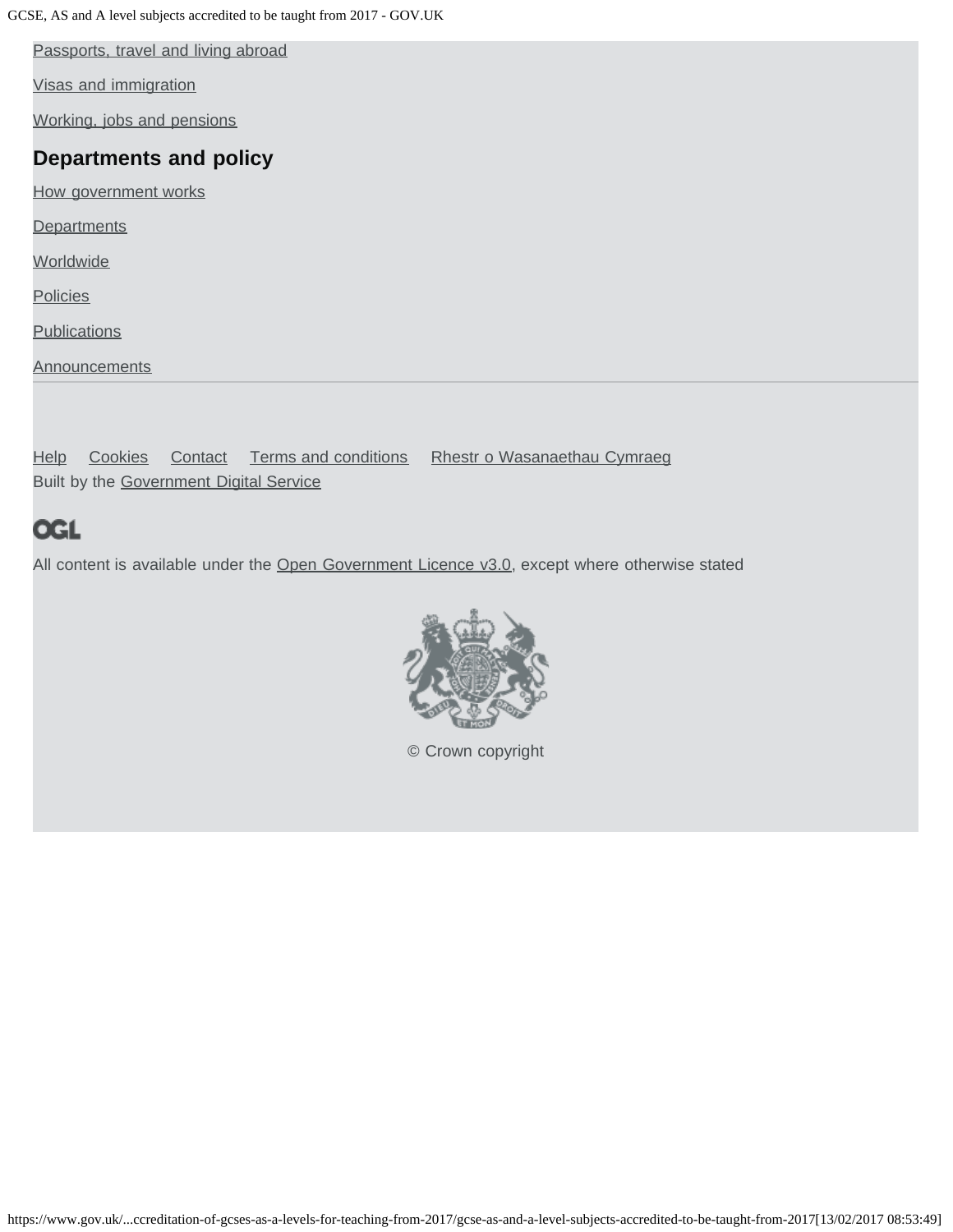Passports, travel and living abroad

Visas and immigration

Working, jobs and pensions

## Departments and policy

How government works

Departments

Worldwide

Policies

Publications

Announcements

Help Cookies Contact Terms and conditions Rhestr o Wasanaethau Cymraeg

Built by the Government Digital Service

OGL

All content is available under the Open Government Licence v3.0, except where otherwise stated

© Crown copyright